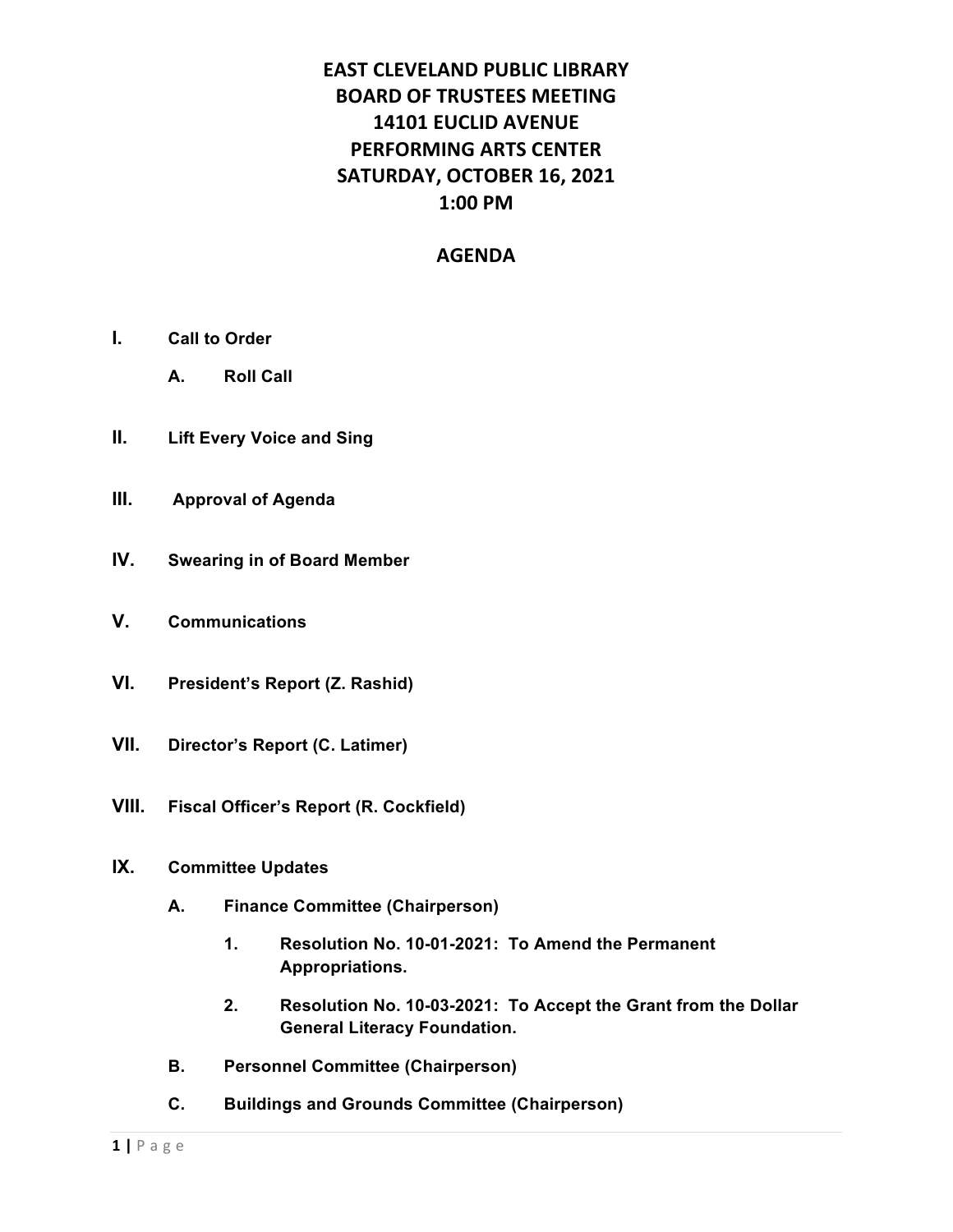# EAST CLEVELAND PUBLIC LIBRARY
# BOARD OF TRUSTEES MEETING
# 14101 EUCLID AVENUE
# PERFORMING ARTS CENTER
# SATURDAY, OCTOBER 16, 2021
# 1:00 PM

## AGENDA

**I. Call to Order**

- **A. Roll Call**

**II. Lift Every Voice and Sing**

**III. Approval of Agenda**

**IV. Swearing in of Board Member**

**V. Communications**

**VI. President's Report (Z. Rashid)**

**VII. Director's Report (C. Latimer)**

**VIII. Fiscal Officer's Report (R. Cockfield)**

**IX. Committee Updates**

- **A. Finance Committee (Chairperson)**
  1. **Resolution No. 10-01-2021: To Amend the Permanent Appropriations.**
  2. **Resolution No. 10-03-2021: To Accept the Grant from the Dollar General Literacy Foundation.**
- **B. Personnel Committee (Chairperson)**
- **C. Buildings and Grounds Committee (Chairperson)**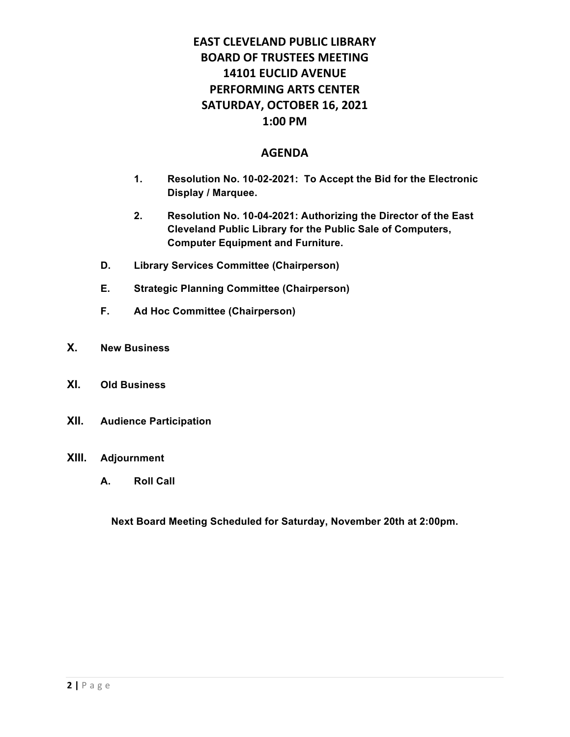# EAST CLEVELAND PUBLIC LIBRARY
# BOARD OF TRUSTEES MEETING
# 14101 EUCLID AVENUE
# PERFORMING ARTS CENTER
# SATURDAY, OCTOBER 16, 2021
# 1:00 PM

## AGENDA

1. **Resolution No. 10-02-2021: To Accept the Bid for the Electronic Display / Marquee.**

2. **Resolution No. 10-04-2021: Authorizing the Director of the East Cleveland Public Library for the Public Sale of Computers, Computer Equipment and Furniture.**

**D. Library Services Committee (Chairperson)**

**E. Strategic Planning Committee (Chairperson)**

**F. Ad Hoc Committee (Chairperson)**

**X. New Business**

**XI. Old Business**

**XII. Audience Participation**

**XIII. Adjournment**

**A. Roll Call**

**Next Board Meeting Scheduled for Saturday, November 20th at 2:00pm.**